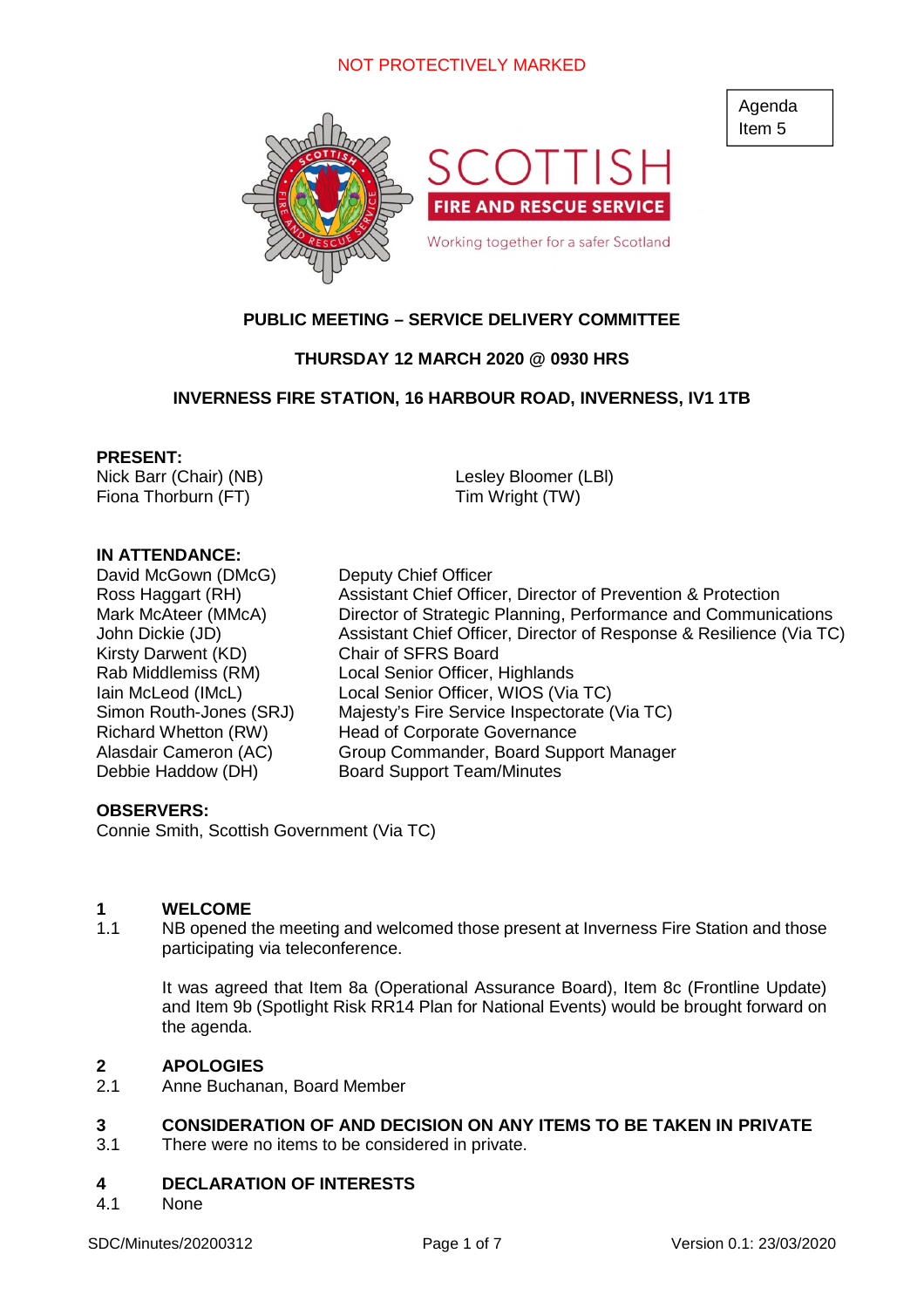NOT PROTECTIVELY MARKED

Agenda Item 5

SCOTTISH FIRE AND RESCUE SERVICE

Working together for a safer Scotland

**PUBLIC MEETING – SERVICE DELIVERY COMMITTEE**

**THURSDAY 12 MARCH 2020 @ 0930 HRS**

**INVERNESS FIRE STATION, 16 HARBOUR ROAD, INVERNESS, IV1 1TB**

**PRESENT:**

Nick Barr (Chair) (NB)
Fiona Thorburn (FT)
Lesley Bloomer (LBl)
Tim Wright (TW)

**IN ATTENDANCE:**

| | |
|---|---|
| David McGown (DMcG) | Deputy Chief Officer |
| Ross Haggart (RH) | Assistant Chief Officer, Director of Prevention & Protection |
| Mark McAteer (MMcA) | Director of Strategic Planning, Performance and Communications |
| John Dickie (JD) | Assistant Chief Officer, Director of Response & Resilience (Via TC) |
| Kirsty Darwent (KD) | Chair of SFRS Board |
| Rab Middlemiss (RM) | Local Senior Officer, Highlands |
| Iain McLeod (IMcL) | Local Senior Officer, WIOS (Via TC) |
| Simon Routh-Jones (SRJ) | Majesty's Fire Service Inspectorate (Via TC) |
| Richard Whetton (RW) | Head of Corporate Governance |
| Alasdair Cameron (AC) | Group Commander, Board Support Manager |
| Debbie Haddow (DH) | Board Support Team/Minutes |

**OBSERVERS:**

Connie Smith, Scottish Government (Via TC)

## 1 WELCOME

1.1 NB opened the meeting and welcomed those present at Inverness Fire Station and those participating via teleconference.

It was agreed that Item 8a (Operational Assurance Board), Item 8c (Frontline Update) and Item 9b (Spotlight Risk RR14 Plan for National Events) would be brought forward on the agenda.

## 2 APOLOGIES

2.1 Anne Buchanan, Board Member

## 3 CONSIDERATION OF AND DECISION ON ANY ITEMS TO BE TAKEN IN PRIVATE

3.1 There were no items to be considered in private.

## 4 DECLARATION OF INTERESTS

4.1 None

SDC/Minutes/20200312 Version 0.1: 23/03/2020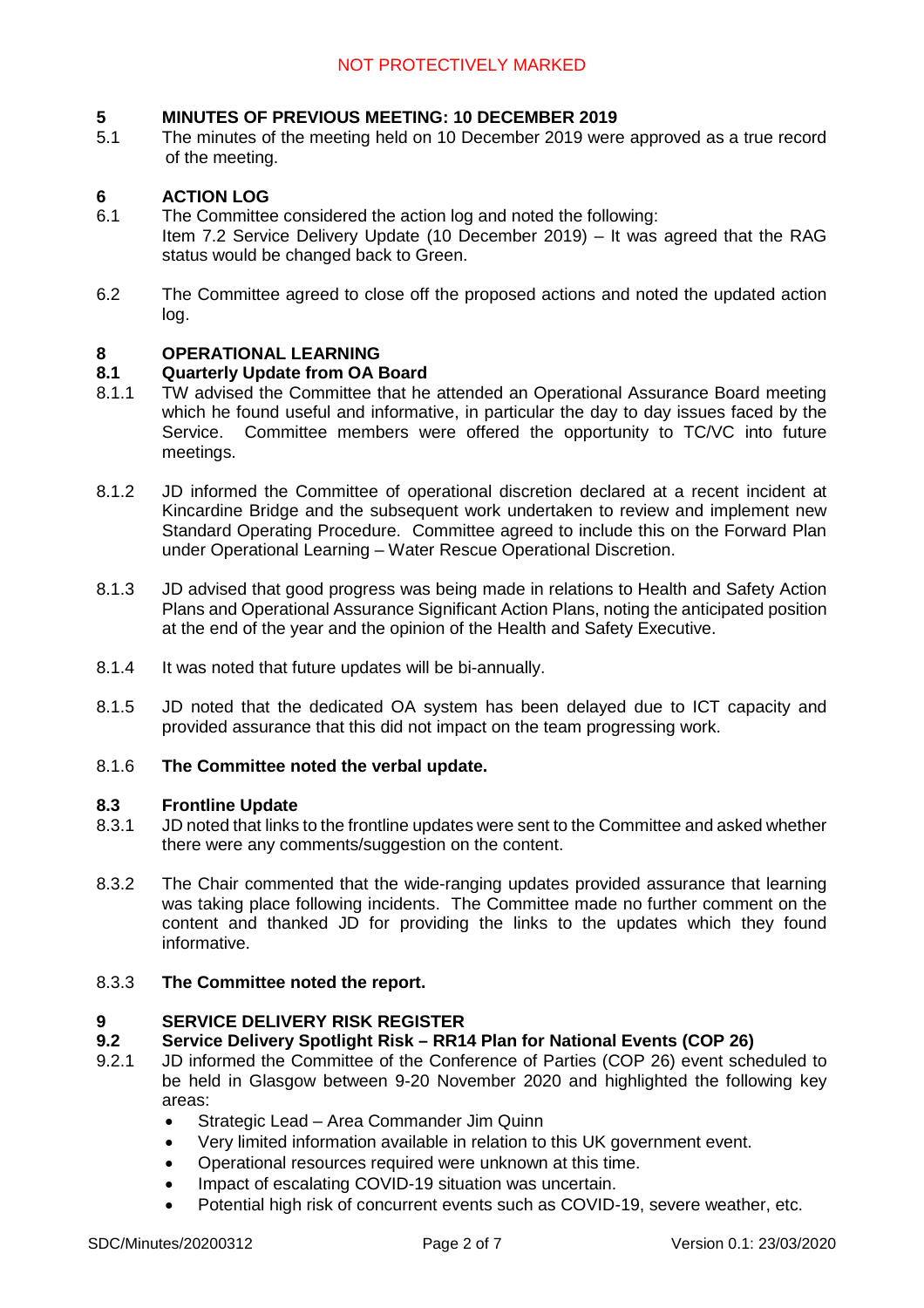## 5 MINUTES OF PREVIOUS MEETING: 10 DECEMBER 2019

5.1 The minutes of the meeting held on 10 December 2019 were approved as a true record of the meeting.

## 6 ACTION LOG

6.1 The Committee considered the action log and noted the following:
Item 7.2 Service Delivery Update (10 December 2019) – It was agreed that the RAG status would be changed back to Green.

6.2 The Committee agreed to close off the proposed actions and noted the updated action log.

## 8 OPERATIONAL LEARNING

### 8.1 Quarterly Update from OA Board

8.1.1 TW advised the Committee that he attended an Operational Assurance Board meeting which he found useful and informative, in particular the day to day issues faced by the Service. Committee members were offered the opportunity to TC/VC into future meetings.

8.1.2 JD informed the Committee of operational discretion declared at a recent incident at Kincardine Bridge and the subsequent work undertaken to review and implement new Standard Operating Procedure. Committee agreed to include this on the Forward Plan under Operational Learning – Water Rescue Operational Discretion.

8.1.3 JD advised that good progress was being made in relations to Health and Safety Action Plans and Operational Assurance Significant Action Plans, noting the anticipated position at the end of the year and the opinion of the Health and Safety Executive.

8.1.4 It was noted that future updates will be bi-annually.

8.1.5 JD noted that the dedicated OA system has been delayed due to ICT capacity and provided assurance that this did not impact on the team progressing work.

8.1.6 **The Committee noted the verbal update.**

### 8.3 Frontline Update

8.3.1 JD noted that links to the frontline updates were sent to the Committee and asked whether there were any comments/suggestion on the content.

8.3.2 The Chair commented that the wide-ranging updates provided assurance that learning was taking place following incidents. The Committee made no further comment on the content and thanked JD for providing the links to the updates which they found informative.

8.3.3 **The Committee noted the report.**

## 9 SERVICE DELIVERY RISK REGISTER

### 9.2 Service Delivery Spotlight Risk – RR14 Plan for National Events (COP 26)

9.2.1 JD informed the Committee of the Conference of Parties (COP 26) event scheduled to be held in Glasgow between 9-20 November 2020 and highlighted the following key areas:

- Strategic Lead – Area Commander Jim Quinn
- Very limited information available in relation to this UK government event.
- Operational resources required were unknown at this time.
- Impact of escalating COVID-19 situation was uncertain.
- Potential high risk of concurrent events such as COVID-19, severe weather, etc.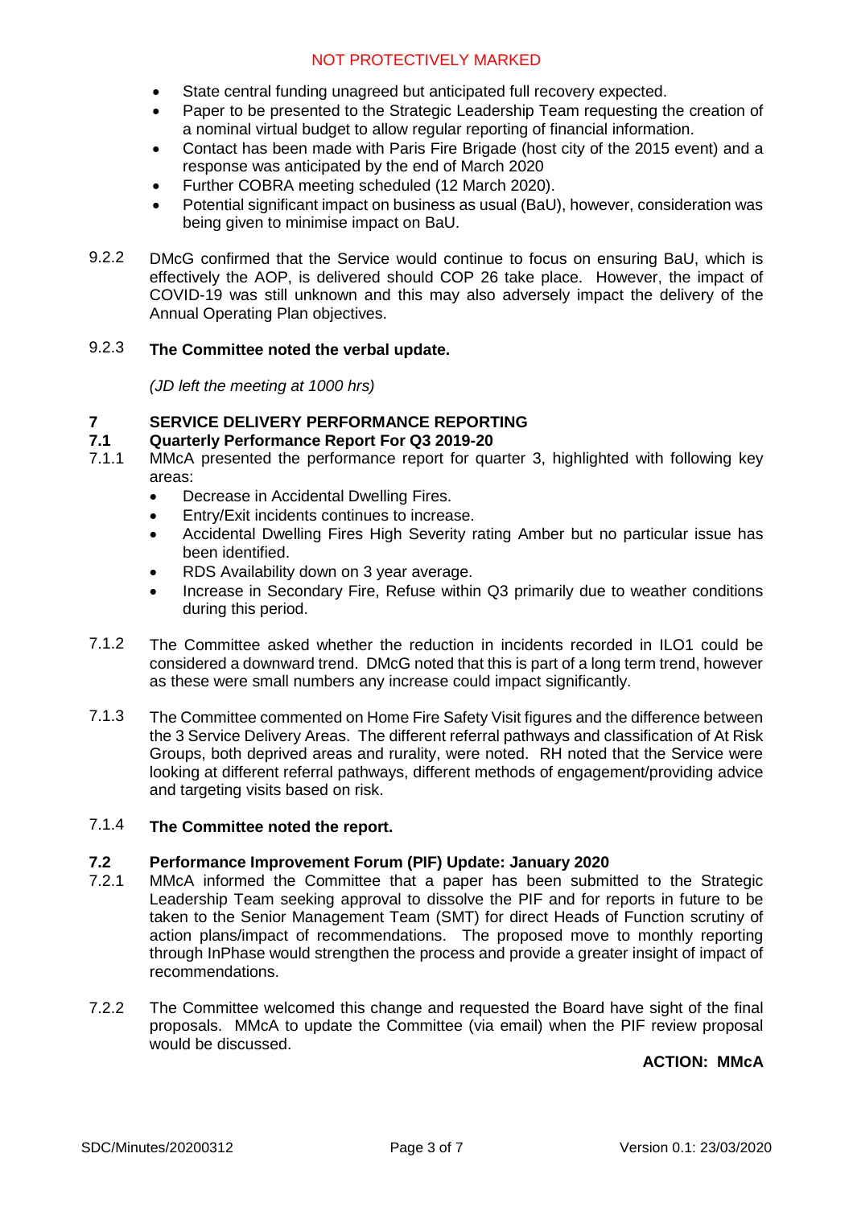- State central funding unagreed but anticipated full recovery expected.
- Paper to be presented to the Strategic Leadership Team requesting the creation of a nominal virtual budget to allow regular reporting of financial information.
- Contact has been made with Paris Fire Brigade (host city of the 2015 event) and a response was anticipated by the end of March 2020
- Further COBRA meeting scheduled (12 March 2020).
- Potential significant impact on business as usual (BaU), however, consideration was being given to minimise impact on BaU.

9.2.2 DMcG confirmed that the Service would continue to focus on ensuring BaU, which is effectively the AOP, is delivered should COP 26 take place. However, the impact of COVID-19 was still unknown and this may also adversely impact the delivery of the Annual Operating Plan objectives.

9.2.3 **The Committee noted the verbal update.**

*(JD left the meeting at 1000 hrs)*

## 7 SERVICE DELIVERY PERFORMANCE REPORTING

### 7.1 Quarterly Performance Report For Q3 2019-20

7.1.1 MMcA presented the performance report for quarter 3, highlighted with following key areas:

- Decrease in Accidental Dwelling Fires.
- Entry/Exit incidents continues to increase.
- Accidental Dwelling Fires High Severity rating Amber but no particular issue has been identified.
- RDS Availability down on 3 year average.
- Increase in Secondary Fire, Refuse within Q3 primarily due to weather conditions during this period.

7.1.2 The Committee asked whether the reduction in incidents recorded in ILO1 could be considered a downward trend. DMcG noted that this is part of a long term trend, however as these were small numbers any increase could impact significantly.

7.1.3 The Committee commented on Home Fire Safety Visit figures and the difference between the 3 Service Delivery Areas. The different referral pathways and classification of At Risk Groups, both deprived areas and rurality, were noted. RH noted that the Service were looking at different referral pathways, different methods of engagement/providing advice and targeting visits based on risk.

7.1.4 **The Committee noted the report.**

### 7.2 Performance Improvement Forum (PIF) Update: January 2020

7.2.1 MMcA informed the Committee that a paper has been submitted to the Strategic Leadership Team seeking approval to dissolve the PIF and for reports in future to be taken to the Senior Management Team (SMT) for direct Heads of Function scrutiny of action plans/impact of recommendations. The proposed move to monthly reporting through InPhase would strengthen the process and provide a greater insight of impact of recommendations.

7.2.2 The Committee welcomed this change and requested the Board have sight of the final proposals. MMcA to update the Committee (via email) when the PIF review proposal would be discussed.

**ACTION: MMcA**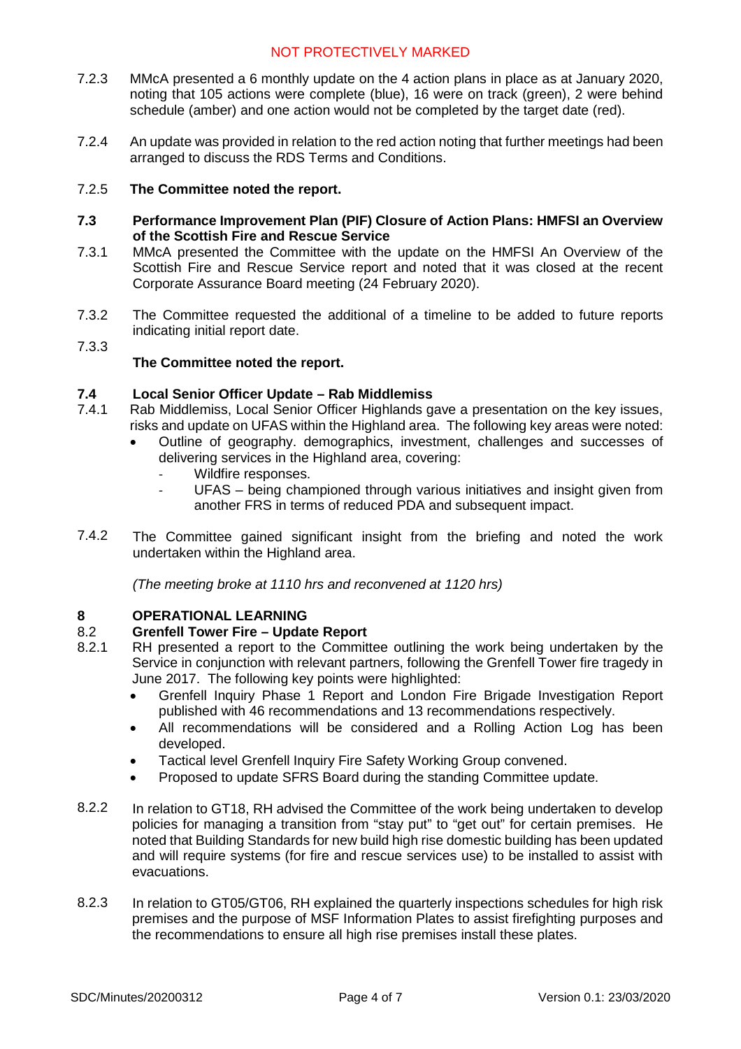7.2.3 MMcA presented a 6 monthly update on the 4 action plans in place as at January 2020, noting that 105 actions were complete (blue), 16 were on track (green), 2 were behind schedule (amber) and one action would not be completed by the target date (red).

7.2.4 An update was provided in relation to the red action noting that further meetings had been arranged to discuss the RDS Terms and Conditions.

7.2.5 **The Committee noted the report.**

**7.3 Performance Improvement Plan (PIF) Closure of Action Plans: HMFSI an Overview of the Scottish Fire and Rescue Service**

7.3.1 MMcA presented the Committee with the update on the HMFSI An Overview of the Scottish Fire and Rescue Service report and noted that it was closed at the recent Corporate Assurance Board meeting (24 February 2020).

7.3.2 The Committee requested the additional of a timeline to be added to future reports indicating initial report date.

7.3.3 **The Committee noted the report.**

**7.4 Local Senior Officer Update – Rab Middlemiss**

7.4.1 Rab Middlemiss, Local Senior Officer Highlands gave a presentation on the key issues, risks and update on UFAS within the Highland area. The following key areas were noted:

- Outline of geography. demographics, investment, challenges and successes of delivering services in the Highland area, covering:
  - Wildfire responses.
  - UFAS – being championed through various initiatives and insight given from another FRS in terms of reduced PDA and subsequent impact.

7.4.2 The Committee gained significant insight from the briefing and noted the work undertaken within the Highland area.

*(The meeting broke at 1110 hrs and reconvened at 1120 hrs)*

## 8 OPERATIONAL LEARNING

**8.2 Grenfell Tower Fire – Update Report**

8.2.1 RH presented a report to the Committee outlining the work being undertaken by the Service in conjunction with relevant partners, following the Grenfell Tower fire tragedy in June 2017. The following key points were highlighted:

- Grenfell Inquiry Phase 1 Report and London Fire Brigade Investigation Report published with 46 recommendations and 13 recommendations respectively.
- All recommendations will be considered and a Rolling Action Log has been developed.
- Tactical level Grenfell Inquiry Fire Safety Working Group convened.
- Proposed to update SFRS Board during the standing Committee update.

8.2.2 In relation to GT18, RH advised the Committee of the work being undertaken to develop policies for managing a transition from "stay put" to "get out" for certain premises. He noted that Building Standards for new build high rise domestic building has been updated and will require systems (for fire and rescue services use) to be installed to assist with evacuations.

8.2.3 In relation to GT05/GT06, RH explained the quarterly inspections schedules for high risk premises and the purpose of MSF Information Plates to assist firefighting purposes and the recommendations to ensure all high rise premises install these plates.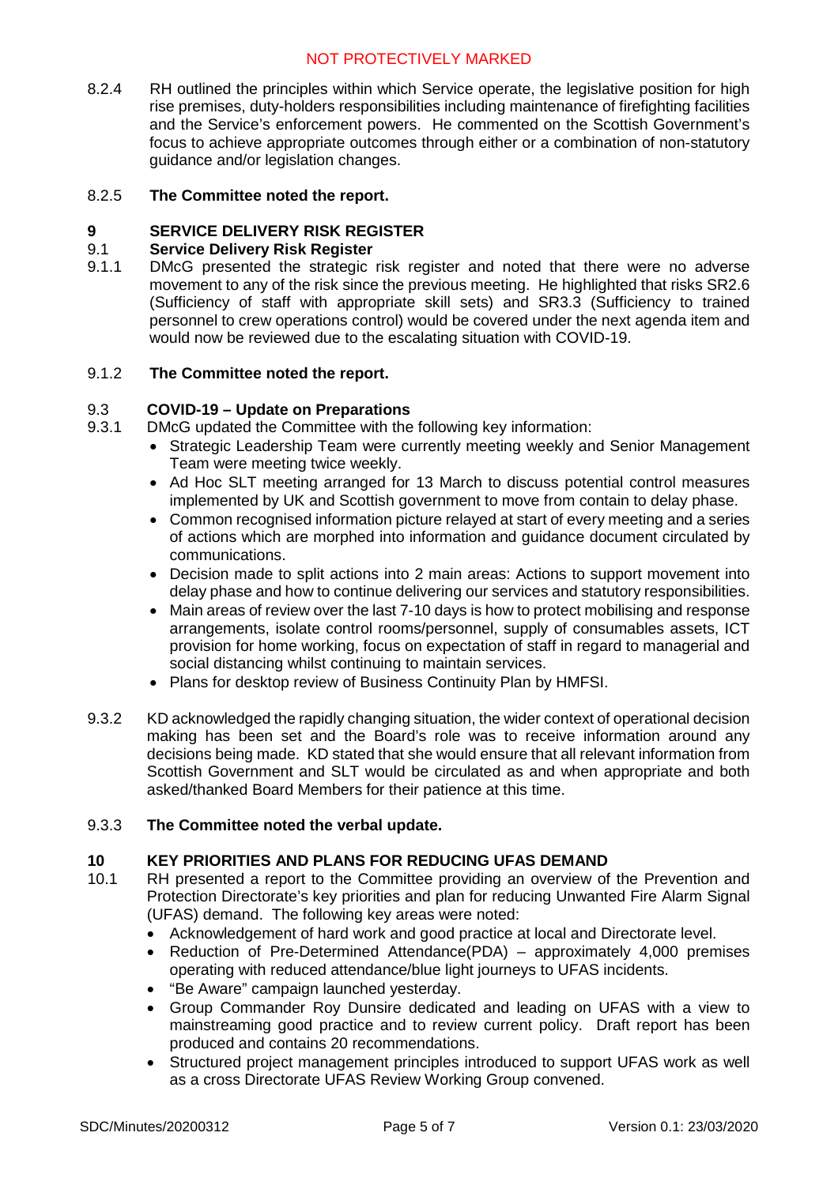8.2.4 RH outlined the principles within which Service operate, the legislative position for high rise premises, duty-holders responsibilities including maintenance of firefighting facilities and the Service's enforcement powers. He commented on the Scottish Government's focus to achieve appropriate outcomes through either or a combination of non-statutory guidance and/or legislation changes.

8.2.5 **The Committee noted the report.**

## 9 SERVICE DELIVERY RISK REGISTER

### 9.1 Service Delivery Risk Register

9.1.1 DMcG presented the strategic risk register and noted that there were no adverse movement to any of the risk since the previous meeting. He highlighted that risks SR2.6 (Sufficiency of staff with appropriate skill sets) and SR3.3 (Sufficiency to trained personnel to crew operations control) would be covered under the next agenda item and would now be reviewed due to the escalating situation with COVID-19.

9.1.2 **The Committee noted the report.**

### 9.3 COVID-19 – Update on Preparations

9.3.1 DMcG updated the Committee with the following key information:

- Strategic Leadership Team were currently meeting weekly and Senior Management Team were meeting twice weekly.
- Ad Hoc SLT meeting arranged for 13 March to discuss potential control measures implemented by UK and Scottish government to move from contain to delay phase.
- Common recognised information picture relayed at start of every meeting and a series of actions which are morphed into information and guidance document circulated by communications.
- Decision made to split actions into 2 main areas: Actions to support movement into delay phase and how to continue delivering our services and statutory responsibilities.
- Main areas of review over the last 7-10 days is how to protect mobilising and response arrangements, isolate control rooms/personnel, supply of consumables assets, ICT provision for home working, focus on expectation of staff in regard to managerial and social distancing whilst continuing to maintain services.
- Plans for desktop review of Business Continuity Plan by HMFSI.

9.3.2 KD acknowledged the rapidly changing situation, the wider context of operational decision making has been set and the Board's role was to receive information around any decisions being made. KD stated that she would ensure that all relevant information from Scottish Government and SLT would be circulated as and when appropriate and both asked/thanked Board Members for their patience at this time.

9.3.3 **The Committee noted the verbal update.**

## 10 KEY PRIORITIES AND PLANS FOR REDUCING UFAS DEMAND

10.1 RH presented a report to the Committee providing an overview of the Prevention and Protection Directorate's key priorities and plan for reducing Unwanted Fire Alarm Signal (UFAS) demand. The following key areas were noted:

- Acknowledgement of hard work and good practice at local and Directorate level.
- Reduction of Pre-Determined Attendance(PDA) – approximately 4,000 premises operating with reduced attendance/blue light journeys to UFAS incidents.
- "Be Aware" campaign launched yesterday.
- Group Commander Roy Dunsire dedicated and leading on UFAS with a view to mainstreaming good practice and to review current policy. Draft report has been produced and contains 20 recommendations.
- Structured project management principles introduced to support UFAS work as well as a cross Directorate UFAS Review Working Group convened.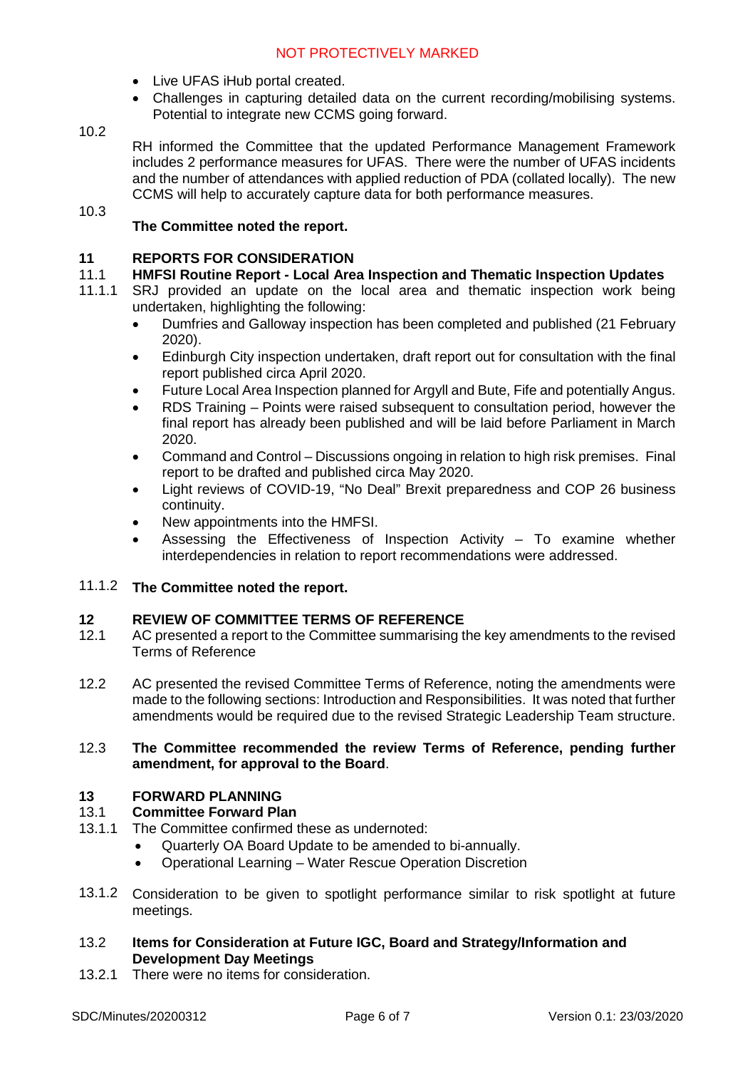- Live UFAS iHub portal created.
- Challenges in capturing detailed data on the current recording/mobilising systems. Potential to integrate new CCMS going forward.

10.2 RH informed the Committee that the updated Performance Management Framework includes 2 performance measures for UFAS. There were the number of UFAS incidents and the number of attendances with applied reduction of PDA (collated locally). The new CCMS will help to accurately capture data for both performance measures.

10.3 **The Committee noted the report.**

## 11 REPORTS FOR CONSIDERATION

### 11.1 HMFSI Routine Report - Local Area Inspection and Thematic Inspection Updates

11.1.1 SRJ provided an update on the local area and thematic inspection work being undertaken, highlighting the following:

- Dumfries and Galloway inspection has been completed and published (21 February 2020).
- Edinburgh City inspection undertaken, draft report out for consultation with the final report published circa April 2020.
- Future Local Area Inspection planned for Argyll and Bute, Fife and potentially Angus.
- RDS Training – Points were raised subsequent to consultation period, however the final report has already been published and will be laid before Parliament in March 2020.
- Command and Control – Discussions ongoing in relation to high risk premises. Final report to be drafted and published circa May 2020.
- Light reviews of COVID-19, "No Deal" Brexit preparedness and COP 26 business continuity.
- New appointments into the HMFSI.
- Assessing the Effectiveness of Inspection Activity – To examine whether interdependencies in relation to report recommendations were addressed.

11.1.2 **The Committee noted the report.**

## 12 REVIEW OF COMMITTEE TERMS OF REFERENCE

12.1 AC presented a report to the Committee summarising the key amendments to the revised Terms of Reference

12.2 AC presented the revised Committee Terms of Reference, noting the amendments were made to the following sections: Introduction and Responsibilities. It was noted that further amendments would be required due to the revised Strategic Leadership Team structure.

12.3 **The Committee recommended the review Terms of Reference, pending further amendment, for approval to the Board**.

## 13 FORWARD PLANNING

### 13.1 Committee Forward Plan

13.1.1 The Committee confirmed these as undernoted:

- Quarterly OA Board Update to be amended to bi-annually.
- Operational Learning – Water Rescue Operation Discretion

13.1.2 Consideration to be given to spotlight performance similar to risk spotlight at future meetings.

### 13.2 Items for Consideration at Future IGC, Board and Strategy/Information and Development Day Meetings

13.2.1 There were no items for consideration.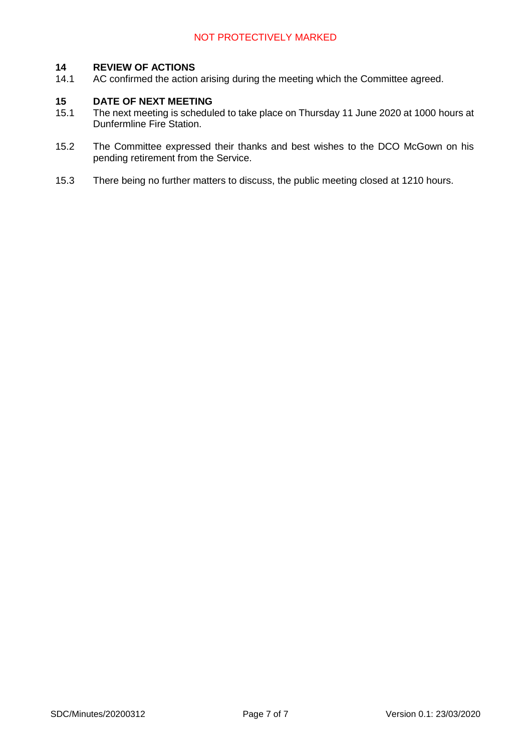## 14 REVIEW OF ACTIONS

14.1 AC confirmed the action arising during the meeting which the Committee agreed.

## 15 DATE OF NEXT MEETING

15.1 The next meeting is scheduled to take place on Thursday 11 June 2020 at 1000 hours at Dunfermline Fire Station.

15.2 The Committee expressed their thanks and best wishes to the DCO McGown on his pending retirement from the Service.

15.3 There being no further matters to discuss, the public meeting closed at 1210 hours.